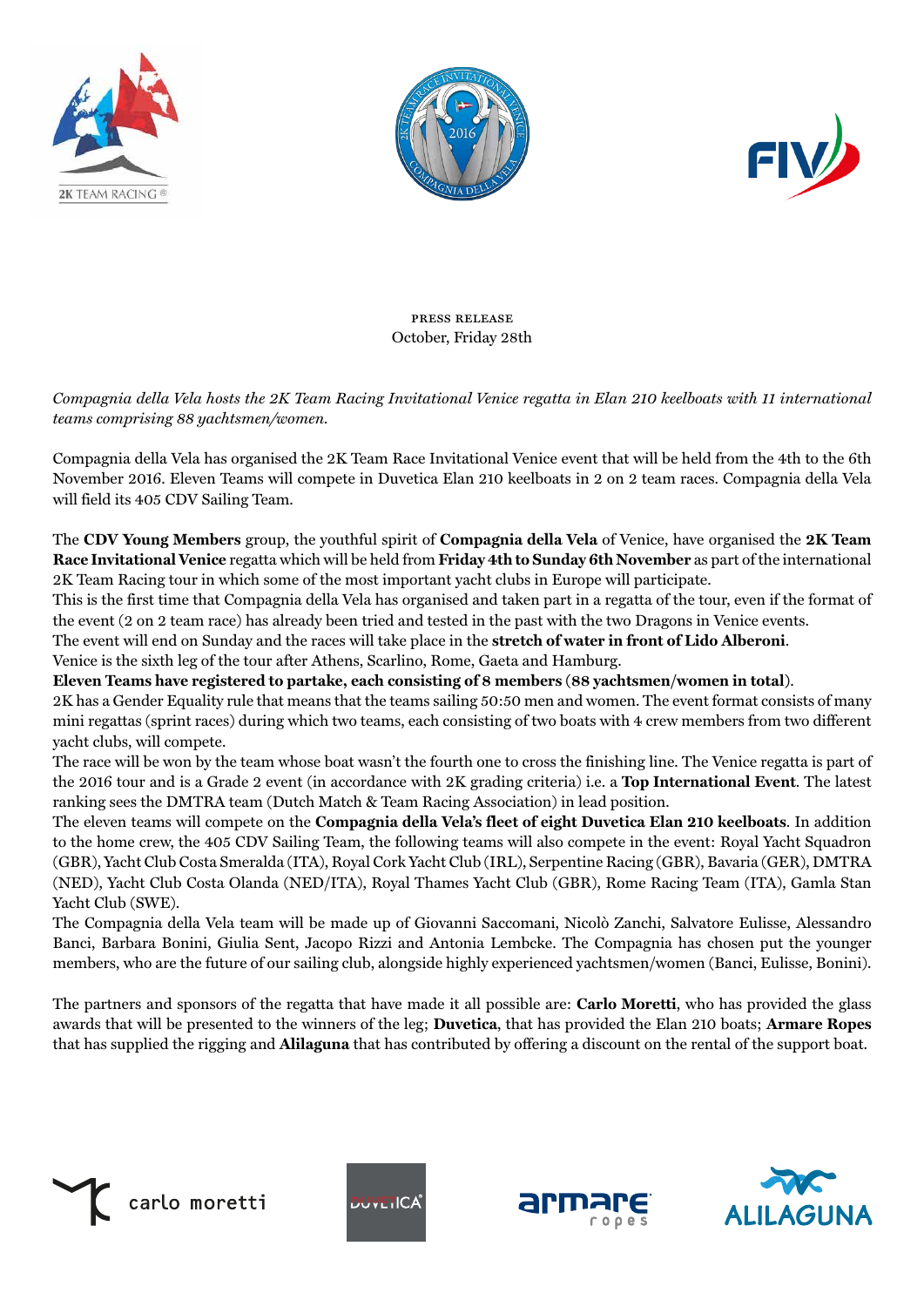PRESS RELEASE
October, Friday 28th

*Compagnia della Vela hosts the 2K Team Racing Invitational Venice regatta in Elan 210 keelboats with 11 international teams comprising 88 yachtsmen/women.*

Compagnia della Vela has organised the 2K Team Race Invitational Venice event that will be held from the 4th to the 6th November 2016. Eleven Teams will compete in Duvetica Elan 210 keelboats in 2 on 2 team races. Compagnia della Vela will field its 405 CDV Sailing Team.

The **CDV Young Members** group, the youthful spirit of **Compagnia della Vela** of Venice, have organised the **2K Team Race Invitational Venice** regatta which will be held from **Friday 4th to Sunday 6th November** as part of the international 2K Team Racing tour in which some of the most important yacht clubs in Europe will participate.
This is the first time that Compagnia della Vela has organised and taken part in a regatta of the tour, even if the format of the event (2 on 2 team race) has already been tried and tested in the past with the two Dragons in Venice events.
The event will end on Sunday and the races will take place in the **stretch of water in front of Lido Alberoni**.
Venice is the sixth leg of the tour after Athens, Scarlino, Rome, Gaeta and Hamburg.
**Eleven Teams have registered to partake, each consisting of 8 members (88 yachtsmen/women in total)**.
2K has a Gender Equality rule that means that the teams sailing 50:50 men and women. The event format consists of many mini regattas (sprint races) during which two teams, each consisting of two boats with 4 crew members from two different yacht clubs, will compete.
The race will be won by the team whose boat wasn't the fourth one to cross the finishing line. The Venice regatta is part of the 2016 tour and is a Grade 2 event (in accordance with 2K grading criteria) i.e. a **Top International Event**. The latest ranking sees the DMTRA team (Dutch Match & Team Racing Association) in lead position.
The eleven teams will compete on the **Compagnia della Vela's fleet of eight Duvetica Elan 210 keelboats**. In addition to the home crew, the 405 CDV Sailing Team, the following teams will also compete in the event: Royal Yacht Squadron (GBR), Yacht Club Costa Smeralda (ITA), Royal Cork Yacht Club (IRL), Serpentine Racing (GBR), Bavaria (GER), DMTRA (NED), Yacht Club Costa Olanda (NED/ITA), Royal Thames Yacht Club (GBR), Rome Racing Team (ITA), Gamla Stan Yacht Club (SWE).
The Compagnia della Vela team will be made up of Giovanni Saccomani, Nicolò Zanchi, Salvatore Eulisse, Alessandro Banci, Barbara Bonini, Giulia Sent, Jacopo Rizzi and Antonia Lembcke. The Compagnia has chosen put the younger members, who are the future of our sailing club, alongside highly experienced yachtsmen/women (Banci, Eulisse, Bonini).

The partners and sponsors of the regatta that have made it all possible are: **Carlo Moretti**, who has provided the glass awards that will be presented to the winners of the leg; **Duvetica**, that has provided the Elan 210 boats; **Armare Ropes** that has supplied the rigging and **Alilaguna** that has contributed by offering a discount on the rental of the support boat.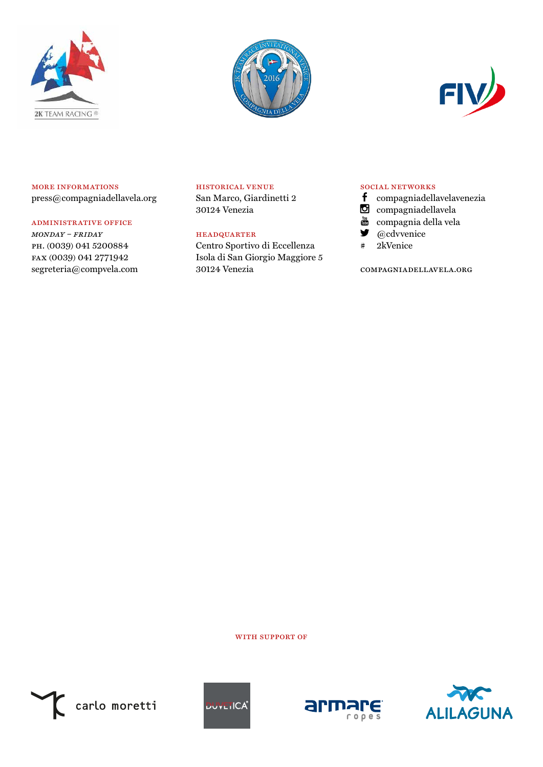MORE INFORMATIONS
press@compagniadellavela.org

ADMINISTRATIVE OFFICE
*MONDAY – FRIDAY*
PH. (0039) 041 5200884
FAX (0039) 041 2771942
segreteria@compvela.com

HISTORICAL VENUE
San Marco, Giardinetti 2
30124 Venezia

HEADQUARTER
Centro Sportivo di Eccellenza
Isola di San Giorgio Maggiore 5
30124 Venezia

SOCIAL NETWORKS
compagniadellavelavenezia
compagniadellavela
compagnia della vela
@cdvvenice
# 2kVenice

COMPAGNIADELLAVELA.ORG

WITH SUPPORT OF